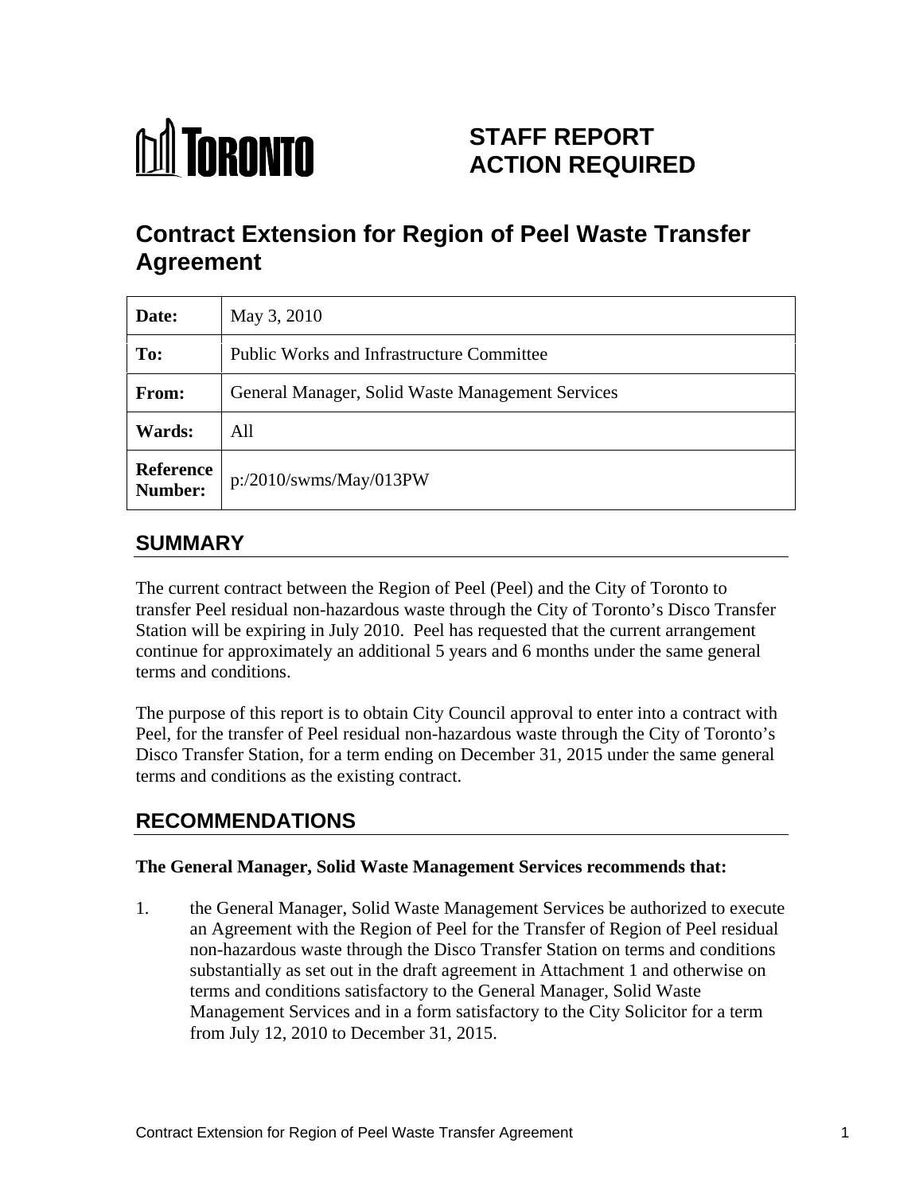# TORONTO

# STAFF REPORT ACTION REQUIRED

## Contract Extension for Region of Peel Waste Transfer Agreement

| | |
|---|---|
| **Date:** | May 3, 2010 |
| **To:** | Public Works and Infrastructure Committee |
| **From:** | General Manager, Solid Waste Management Services |
| **Wards:** | All |
| **Reference Number:** | p:/2010/swms/May/013PW |

## SUMMARY

The current contract between the Region of Peel (Peel) and the City of Toronto to transfer Peel residual non-hazardous waste through the City of Toronto's Disco Transfer Station will be expiring in July 2010. Peel has requested that the current arrangement continue for approximately an additional 5 years and 6 months under the same general terms and conditions.

The purpose of this report is to obtain City Council approval to enter into a contract with Peel, for the transfer of Peel residual non-hazardous waste through the City of Toronto's Disco Transfer Station, for a term ending on December 31, 2015 under the same general terms and conditions as the existing contract.

## RECOMMENDATIONS

**The General Manager, Solid Waste Management Services recommends that:**

1. the General Manager, Solid Waste Management Services be authorized to execute an Agreement with the Region of Peel for the Transfer of Region of Peel residual non-hazardous waste through the Disco Transfer Station on terms and conditions substantially as set out in the draft agreement in Attachment 1 and otherwise on terms and conditions satisfactory to the General Manager, Solid Waste Management Services and in a form satisfactory to the City Solicitor for a term from July 12, 2010 to December 31, 2015.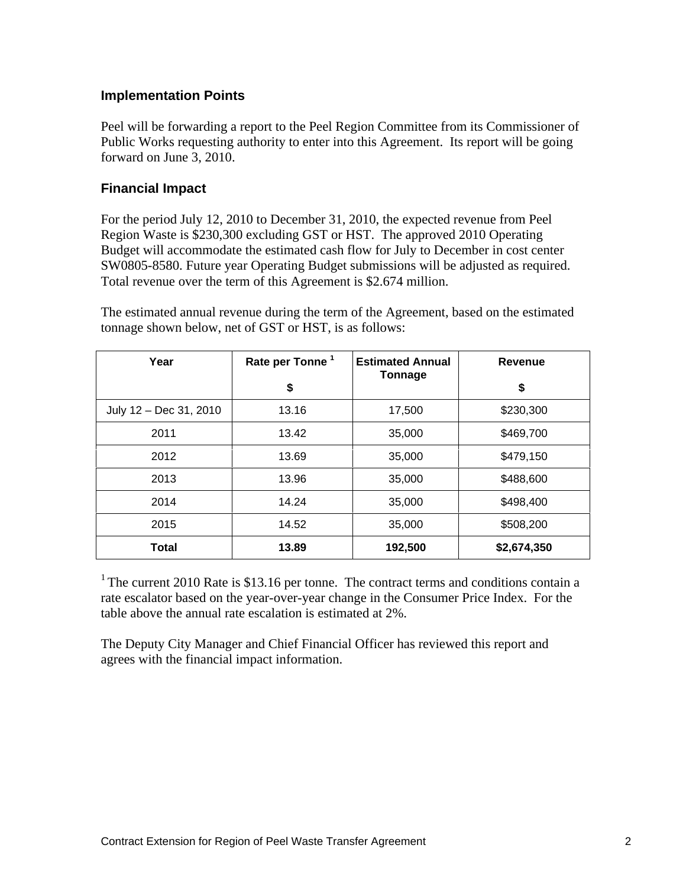## Implementation Points

Peel will be forwarding a report to the Peel Region Committee from its Commissioner of Public Works requesting authority to enter into this Agreement. Its report will be going forward on June 3, 2010.

## Financial Impact

For the period July 12, 2010 to December 31, 2010, the expected revenue from Peel Region Waste is $230,300 excluding GST or HST. The approved 2010 Operating Budget will accommodate the estimated cash flow for July to December in cost center SW0805-8580. Future year Operating Budget submissions will be adjusted as required. Total revenue over the term of this Agreement is $2.674 million.

The estimated annual revenue during the term of the Agreement, based on the estimated tonnage shown below, net of GST or HST, is as follows:

| Year | Rate per Tonne [1] $ | Estimated Annual Tonnage | Revenue $ |
|---|---|---|---|
| July 12 – Dec 31, 2010 | 13.16 | 17,500 | $230,300 |
| 2011 | 13.42 | 35,000 | $469,700 |
| 2012 | 13.69 | 35,000 | $479,150 |
| 2013 | 13.96 | 35,000 | $488,600 |
| 2014 | 14.24 | 35,000 | $498,400 |
| 2015 | 14.52 | 35,000 | $508,200 |
| **Total** | **13.89** | **192,500** | **$2,674,350** |

[1] The current 2010 Rate is $13.16 per tonne. The contract terms and conditions contain a rate escalator based on the year-over-year change in the Consumer Price Index. For the table above the annual rate escalation is estimated at 2%.

The Deputy City Manager and Chief Financial Officer has reviewed this report and agrees with the financial impact information.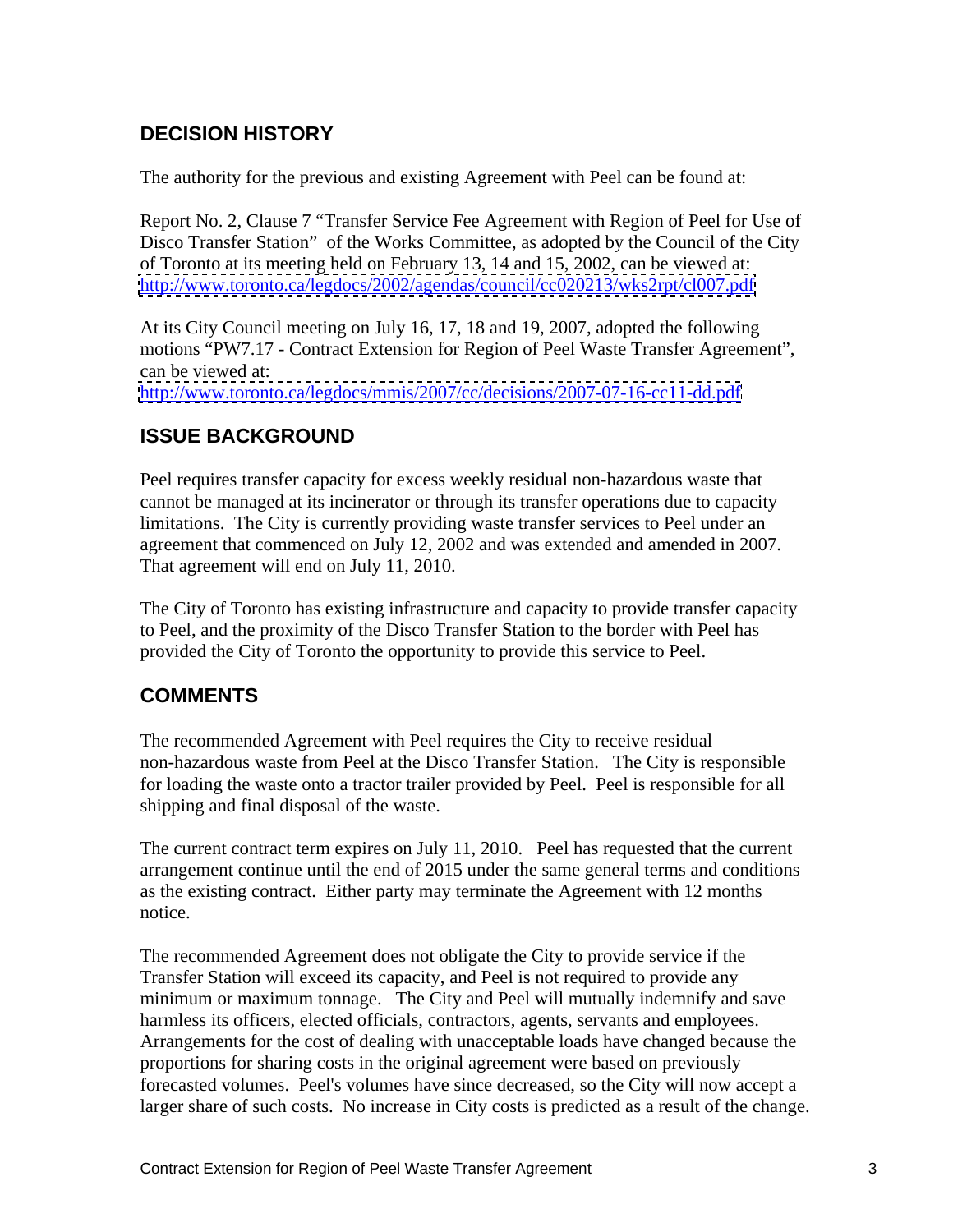## DECISION HISTORY

The authority for the previous and existing Agreement with Peel can be found at:

Report No. 2, Clause 7 "Transfer Service Fee Agreement with Region of Peel for Use of Disco Transfer Station" of the Works Committee, as adopted by the Council of the City of Toronto at its meeting held on February 13, 14 and 15, 2002, can be viewed at: http://www.toronto.ca/legdocs/2002/agendas/council/cc020213/wks2rpt/cl007.pdf

At its City Council meeting on July 16, 17, 18 and 19, 2007, adopted the following motions "PW7.17 - Contract Extension for Region of Peel Waste Transfer Agreement", can be viewed at:
http://www.toronto.ca/legdocs/mmis/2007/cc/decisions/2007-07-16-cc11-dd.pdf

## ISSUE BACKGROUND

Peel requires transfer capacity for excess weekly residual non-hazardous waste that cannot be managed at its incinerator or through its transfer operations due to capacity limitations. The City is currently providing waste transfer services to Peel under an agreement that commenced on July 12, 2002 and was extended and amended in 2007. That agreement will end on July 11, 2010.

The City of Toronto has existing infrastructure and capacity to provide transfer capacity to Peel, and the proximity of the Disco Transfer Station to the border with Peel has provided the City of Toronto the opportunity to provide this service to Peel.

## COMMENTS

The recommended Agreement with Peel requires the City to receive residual non-hazardous waste from Peel at the Disco Transfer Station. The City is responsible for loading the waste onto a tractor trailer provided by Peel. Peel is responsible for all shipping and final disposal of the waste.

The current contract term expires on July 11, 2010. Peel has requested that the current arrangement continue until the end of 2015 under the same general terms and conditions as the existing contract. Either party may terminate the Agreement with 12 months notice.

The recommended Agreement does not obligate the City to provide service if the Transfer Station will exceed its capacity, and Peel is not required to provide any minimum or maximum tonnage. The City and Peel will mutually indemnify and save harmless its officers, elected officials, contractors, agents, servants and employees. Arrangements for the cost of dealing with unacceptable loads have changed because the proportions for sharing costs in the original agreement were based on previously forecasted volumes. Peel's volumes have since decreased, so the City will now accept a larger share of such costs. No increase in City costs is predicted as a result of the change.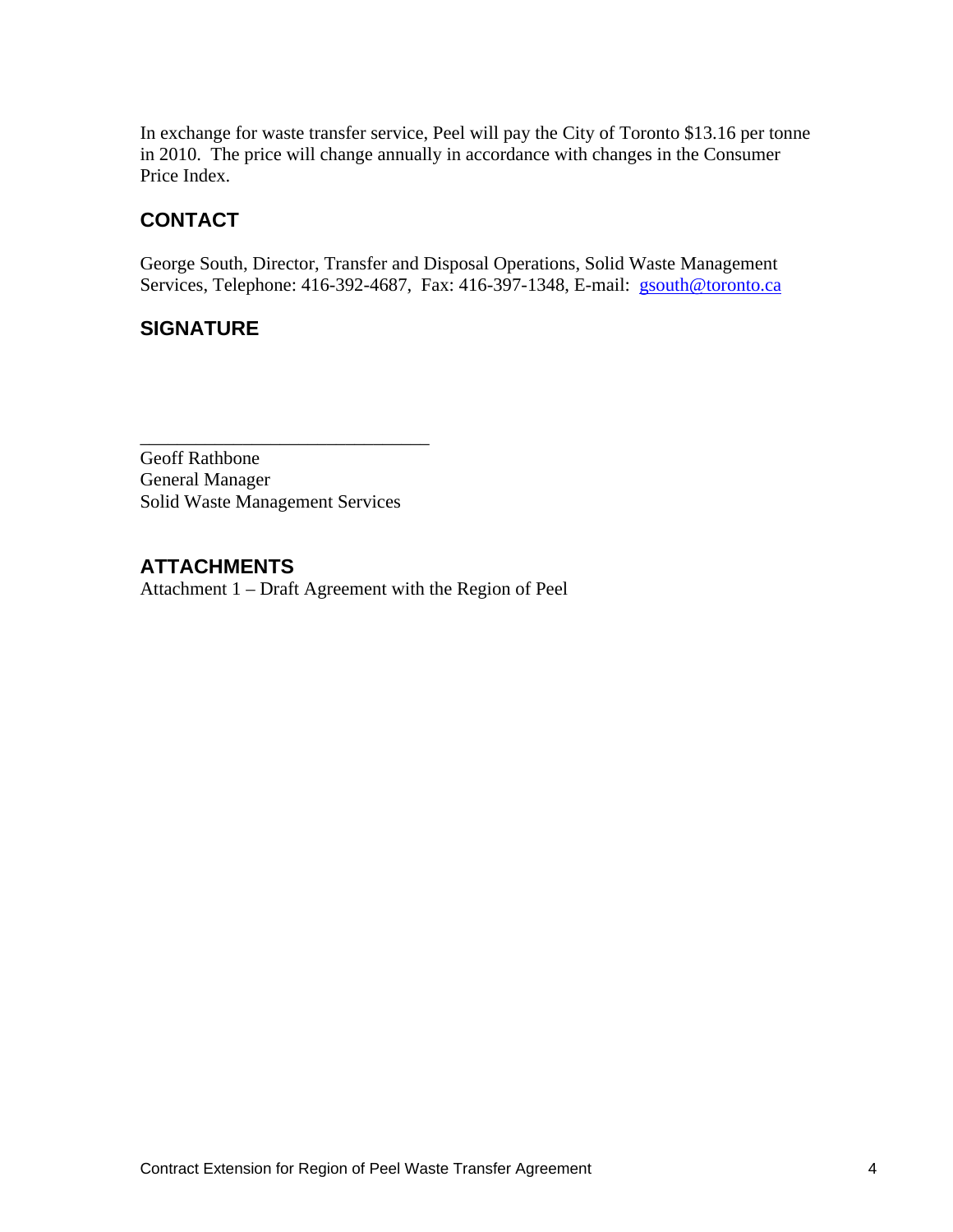In exchange for waste transfer service, Peel will pay the City of Toronto $13.16 per tonne in 2010. The price will change annually in accordance with changes in the Consumer Price Index.

## CONTACT

George South, Director, Transfer and Disposal Operations, Solid Waste Management Services, Telephone: 416-392-4687, Fax: 416-397-1348, E-mail: gsouth@toronto.ca

## SIGNATURE

_______________________________

Geoff Rathbone
General Manager
Solid Waste Management Services

## ATTACHMENTS

Attachment 1 – Draft Agreement with the Region of Peel